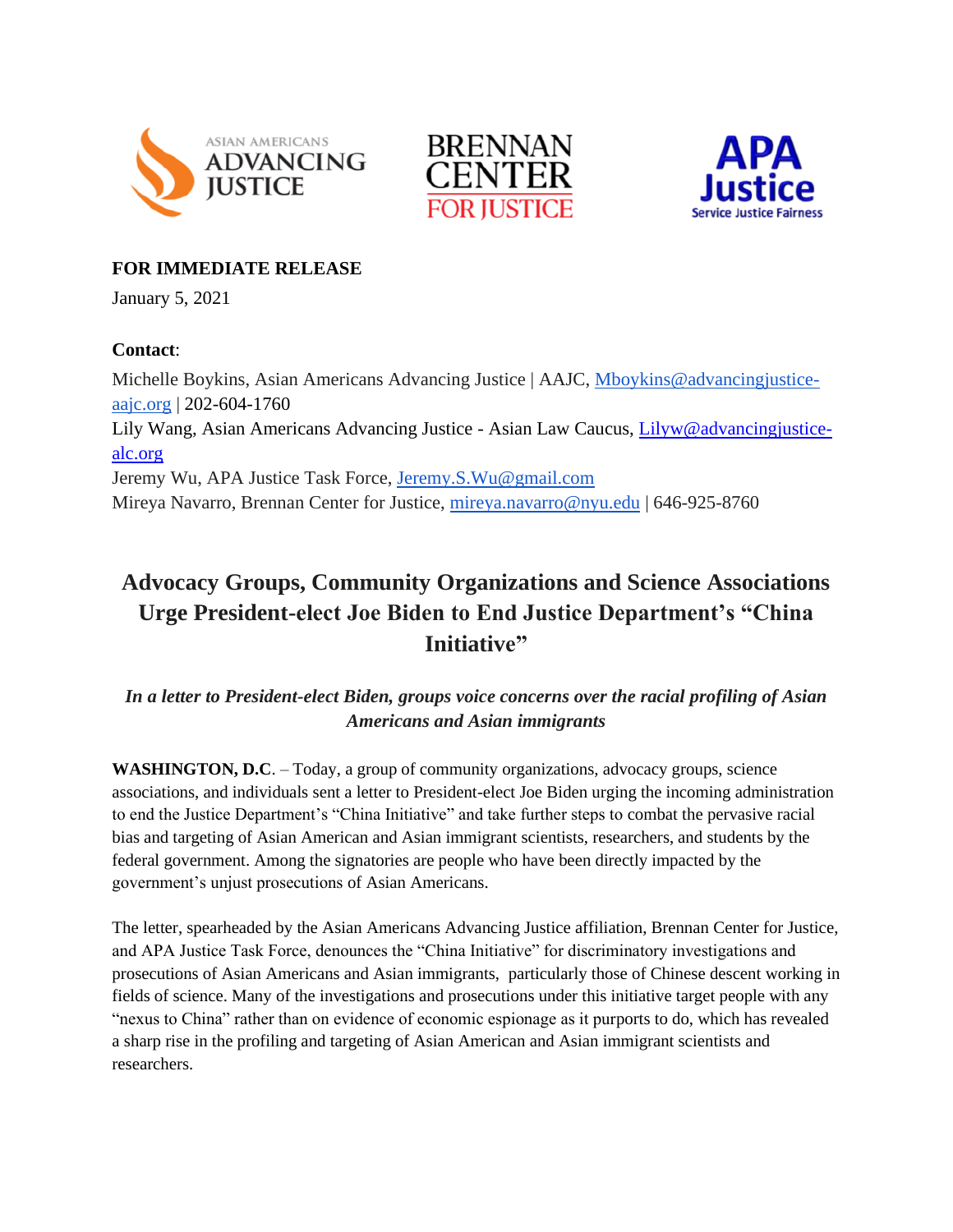ASIAN AMERICANS ADVANCING JUSTICE | BRENNAN CENTER FOR JUSTICE | APA Justice Service Justice Fairness

**FOR IMMEDIATE RELEASE**

January 5, 2021

**Contact**:

Michelle Boykins, Asian Americans Advancing Justice | AAJC, Mboykins@advancingjustice-aajc.org | 202-604-1760

Lily Wang, Asian Americans Advancing Justice - Asian Law Caucus, Lilyw@advancingjustice-alc.org

Jeremy Wu, APA Justice Task Force, Jeremy.S.Wu@gmail.com

Mireya Navarro, Brennan Center for Justice, mireya.navarro@nyu.edu | 646-925-8760

# Advocacy Groups, Community Organizations and Science Associations Urge President-elect Joe Biden to End Justice Department's "China Initiative"

***In a letter to President-elect Biden, groups voice concerns over the racial profiling of Asian Americans and Asian immigrants***

**WASHINGTON, D.C**. – Today, a group of community organizations, advocacy groups, science associations, and individuals sent a letter to President-elect Joe Biden urging the incoming administration to end the Justice Department's "China Initiative" and take further steps to combat the pervasive racial bias and targeting of Asian American and Asian immigrant scientists, researchers, and students by the federal government. Among the signatories are people who have been directly impacted by the government's unjust prosecutions of Asian Americans.

The letter, spearheaded by the Asian Americans Advancing Justice affiliation, Brennan Center for Justice, and APA Justice Task Force, denounces the "China Initiative" for discriminatory investigations and prosecutions of Asian Americans and Asian immigrants, particularly those of Chinese descent working in fields of science. Many of the investigations and prosecutions under this initiative target people with any "nexus to China" rather than on evidence of economic espionage as it purports to do, which has revealed a sharp rise in the profiling and targeting of Asian American and Asian immigrant scientists and researchers.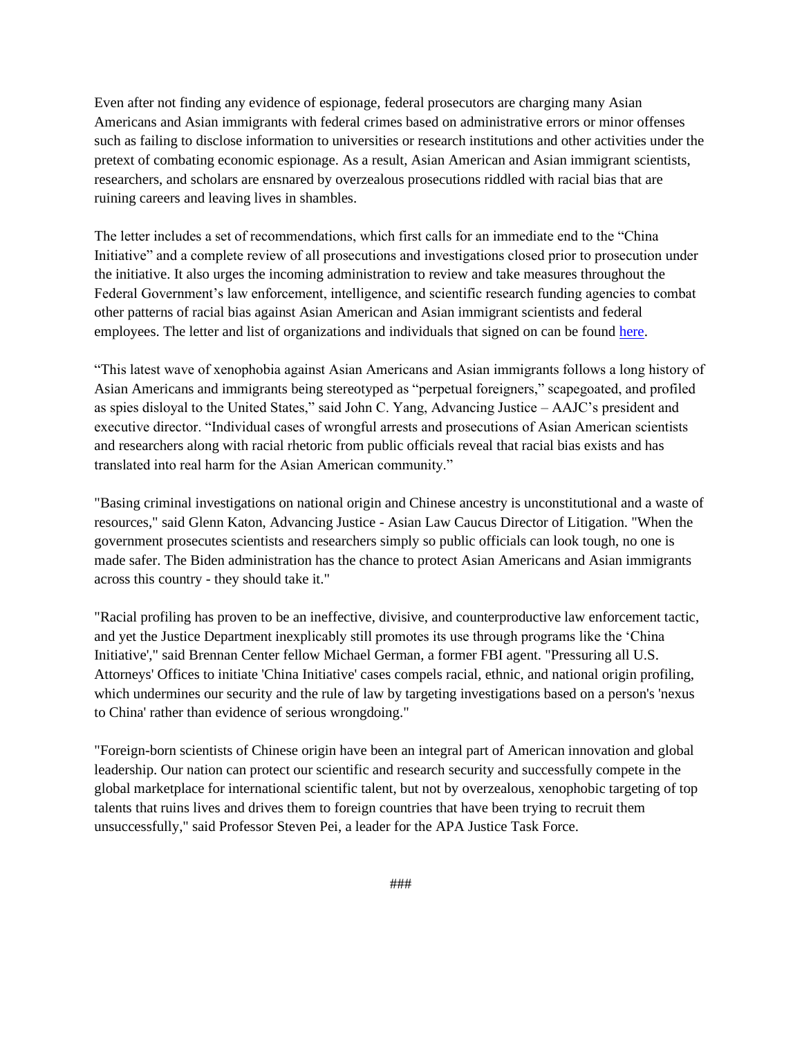Even after not finding any evidence of espionage, federal prosecutors are charging many Asian Americans and Asian immigrants with federal crimes based on administrative errors or minor offenses such as failing to disclose information to universities or research institutions and other activities under the pretext of combating economic espionage. As a result, Asian American and Asian immigrant scientists, researchers, and scholars are ensnared by overzealous prosecutions riddled with racial bias that are ruining careers and leaving lives in shambles.

The letter includes a set of recommendations, which first calls for an immediate end to the "China Initiative" and a complete review of all prosecutions and investigations closed prior to prosecution under the initiative. It also urges the incoming administration to review and take measures throughout the Federal Government's law enforcement, intelligence, and scientific research funding agencies to combat other patterns of racial bias against Asian American and Asian immigrant scientists and federal employees. The letter and list of organizations and individuals that signed on can be found here.

"This latest wave of xenophobia against Asian Americans and Asian immigrants follows a long history of Asian Americans and immigrants being stereotyped as "perpetual foreigners," scapegoated, and profiled as spies disloyal to the United States," said John C. Yang, Advancing Justice – AAJC's president and executive director. "Individual cases of wrongful arrests and prosecutions of Asian American scientists and researchers along with racial rhetoric from public officials reveal that racial bias exists and has translated into real harm for the Asian American community."

"Basing criminal investigations on national origin and Chinese ancestry is unconstitutional and a waste of resources," said Glenn Katon, Advancing Justice - Asian Law Caucus Director of Litigation. "When the government prosecutes scientists and researchers simply so public officials can look tough, no one is made safer. The Biden administration has the chance to protect Asian Americans and Asian immigrants across this country - they should take it."

"Racial profiling has proven to be an ineffective, divisive, and counterproductive law enforcement tactic, and yet the Justice Department inexplicably still promotes its use through programs like the 'China Initiative'," said Brennan Center fellow Michael German, a former FBI agent. "Pressuring all U.S. Attorneys' Offices to initiate 'China Initiative' cases compels racial, ethnic, and national origin profiling, which undermines our security and the rule of law by targeting investigations based on a person's 'nexus to China' rather than evidence of serious wrongdoing."

"Foreign-born scientists of Chinese origin have been an integral part of American innovation and global leadership. Our nation can protect our scientific and research security and successfully compete in the global marketplace for international scientific talent, but not by overzealous, xenophobic targeting of top talents that ruins lives and drives them to foreign countries that have been trying to recruit them unsuccessfully," said Professor Steven Pei, a leader for the APA Justice Task Force.

###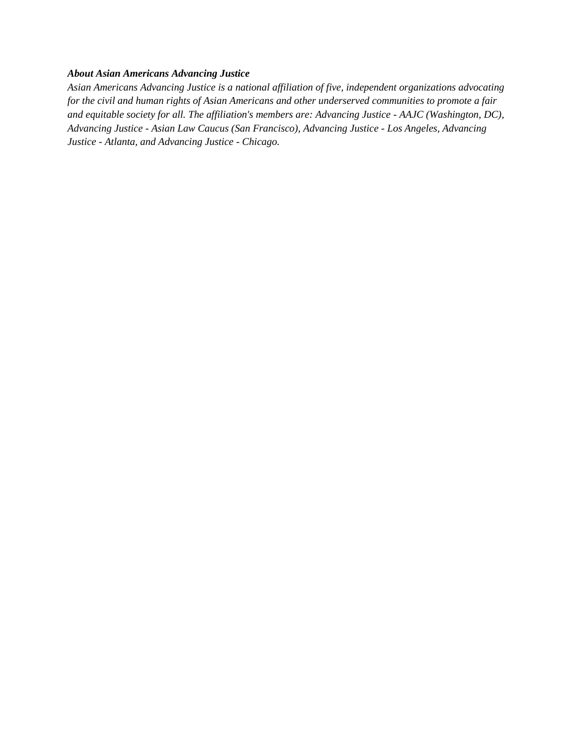***About Asian Americans Advancing Justice***

*Asian Americans Advancing Justice is a national affiliation of five, independent organizations advocating for the civil and human rights of Asian Americans and other underserved communities to promote a fair and equitable society for all. The affiliation's members are: Advancing Justice - AAJC (Washington, DC), Advancing Justice - Asian Law Caucus (San Francisco), Advancing Justice - Los Angeles, Advancing Justice - Atlanta, and Advancing Justice - Chicago.*